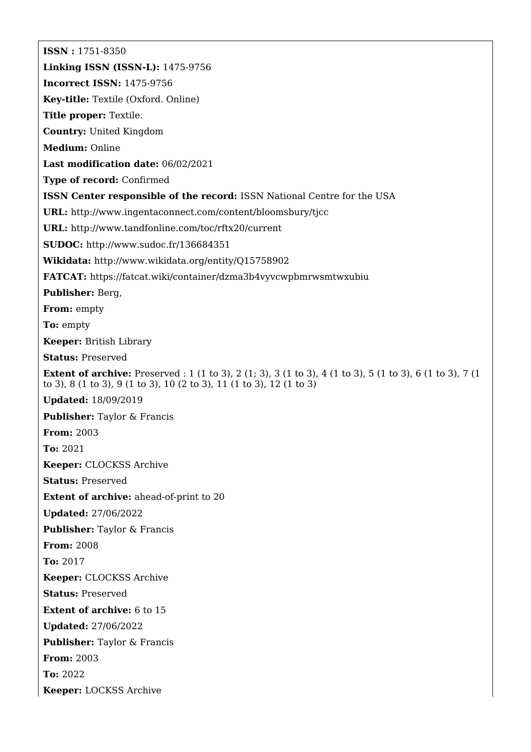**ISSN :** 1751-8350

**Linking ISSN (ISSN-L):** 1475-9756

**Incorrect ISSN:** 1475-9756

**Key-title:** Textile (Oxford. Online)

**Title proper:** Textile.

**Country:** United Kingdom

**Medium:** Online

**Last modification date:** 06/02/2021

**Type of record:** Confirmed

**ISSN Center responsible of the record:** ISSN National Centre for the USA

**URL:** http://www.ingentaconnect.com/content/bloomsbury/tjcc

**URL:** http://www.tandfonline.com/toc/rftx20/current

**SUDOC:** http://www.sudoc.fr/136684351

**Wikidata:** http://www.wikidata.org/entity/Q15758902

**FATCAT:** https://fatcat.wiki/container/dzma3b4vyvcwpbmrwsmtwxubiu

**Publisher:** Berg,

**From:** empty

**To:** empty

**Keeper:** British Library

**Status:** Preserved

**Extent of archive:** Preserved : 1 (1 to 3), 2 (1; 3), 3 (1 to 3), 4 (1 to 3), 5 (1 to 3), 6 (1 to 3), 7 (1 to 3), 8 (1 to 3), 9 (1 to 3), 10 (2 to 3), 11 (1 to 3), 12 (1 to 3)

**Updated:** 18/09/2019

**Publisher:** Taylor & Francis

**From:** 2003

**To:** 2021

**Keeper:** CLOCKSS Archive

**Status:** Preserved

**Extent of archive:** ahead-of-print to 20

**Updated:** 27/06/2022

**Publisher:** Taylor & Francis

**From:** 2008

**To:** 2017

**Keeper:** CLOCKSS Archive

**Status:** Preserved

**Extent of archive:** 6 to 15

**Updated:** 27/06/2022

**Publisher:** Taylor & Francis

**From:** 2003

**To:** 2022

**Keeper:** LOCKSS Archive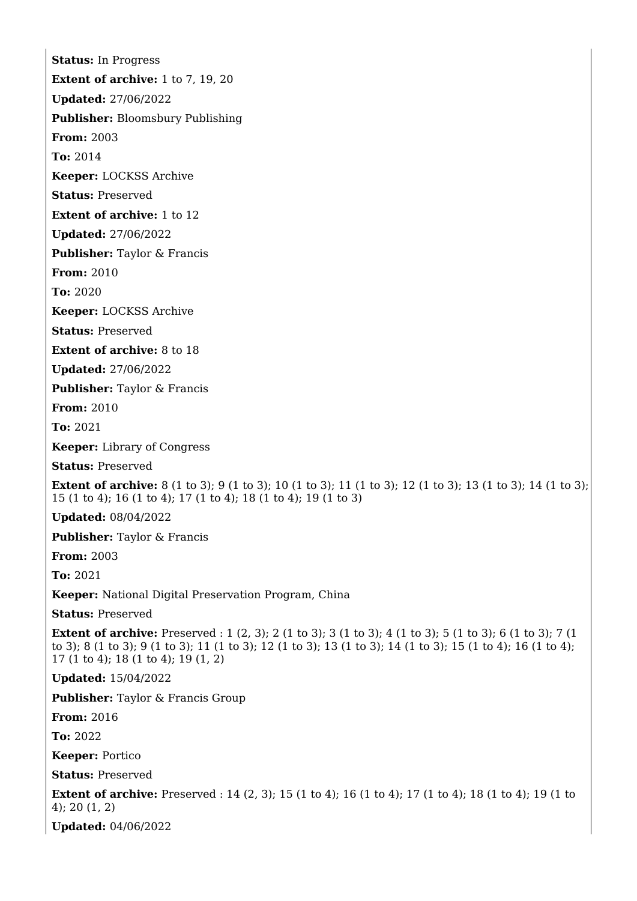**Status:** In Progress

**Extent of archive:** 1 to 7, 19, 20

**Updated:** 27/06/2022

**Publisher:** Bloomsbury Publishing

**From:** 2003

**To:** 2014

**Keeper:** LOCKSS Archive

**Status:** Preserved

**Extent of archive:** 1 to 12

**Updated:** 27/06/2022

**Publisher:** Taylor & Francis

**From:** 2010

**To:** 2020

**Keeper:** LOCKSS Archive

**Status:** Preserved

**Extent of archive:** 8 to 18

**Updated:** 27/06/2022

**Publisher:** Taylor & Francis

**From:** 2010

**To:** 2021

**Keeper:** Library of Congress

**Status:** Preserved

**Extent of archive:** 8 (1 to 3); 9 (1 to 3); 10 (1 to 3); 11 (1 to 3); 12 (1 to 3); 13 (1 to 3); 14 (1 to 3); 15 (1 to 4); 16 (1 to 4); 17 (1 to 4); 18 (1 to 4); 19 (1 to 3)

**Updated:** 08/04/2022

**Publisher:** Taylor & Francis

**From:** 2003

**To:** 2021

**Keeper:** National Digital Preservation Program, China

**Status:** Preserved

**Extent of archive:** Preserved : 1 (2, 3); 2 (1 to 3); 3 (1 to 3); 4 (1 to 3); 5 (1 to 3); 6 (1 to 3); 7 (1 to 3); 8 (1 to 3); 9 (1 to 3); 11 (1 to 3); 12 (1 to 3); 13 (1 to 3); 14 (1 to 3); 15 (1 to 4); 16 (1 to 4); 17 (1 to 4); 18 (1 to 4); 19 (1, 2)

**Updated:** 15/04/2022

**Publisher:** Taylor & Francis Group

**From:** 2016

**To:** 2022

**Keeper:** Portico

**Status:** Preserved

**Extent of archive:** Preserved : 14 (2, 3); 15 (1 to 4); 16 (1 to 4); 17 (1 to 4); 18 (1 to 4); 19 (1 to 4); 20 (1, 2)

**Updated:** 04/06/2022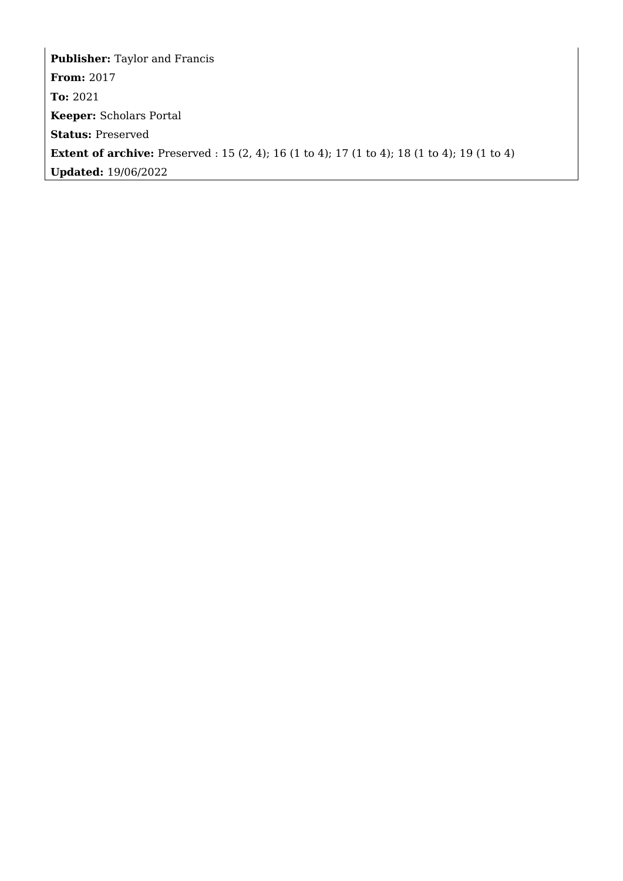**Publisher:** Taylor and Francis

**From:** 2017

**To:** 2021

**Keeper:** Scholars Portal

**Status:** Preserved

**Extent of archive:** Preserved : 15 (2, 4); 16 (1 to 4); 17 (1 to 4); 18 (1 to 4); 19 (1 to 4)

**Updated:** 19/06/2022